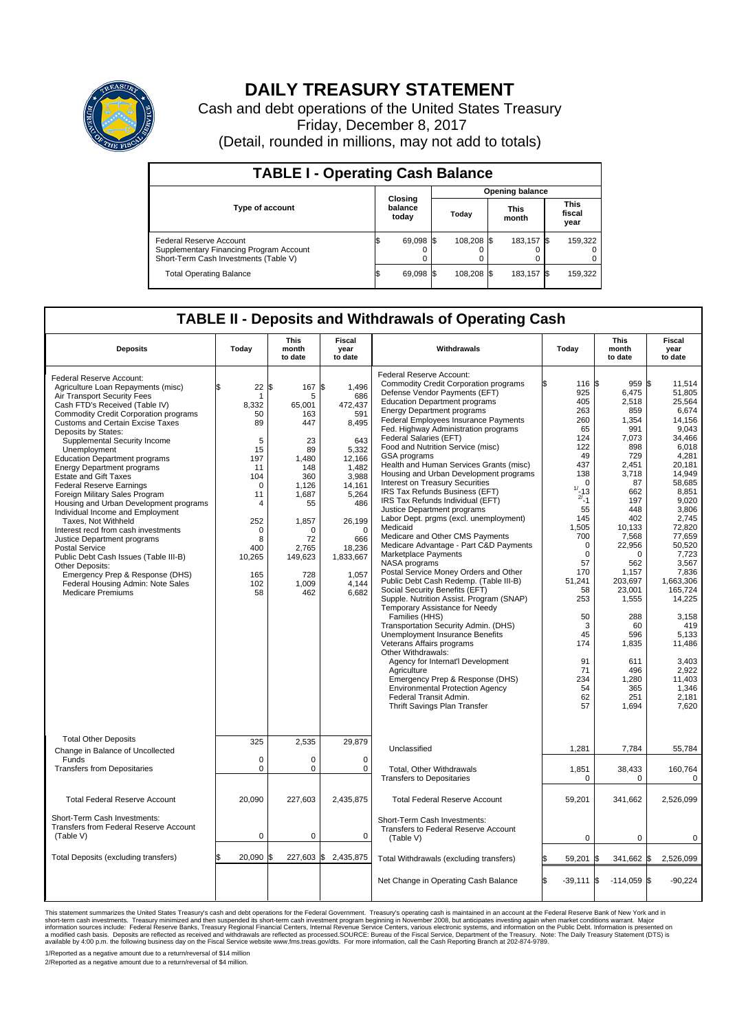# DAILY TREASURY STATEMENT

Cash and debt operations of the United States Treasury
Friday, December 8, 2017
(Detail, rounded in millions, may not add to totals)

## TABLE I - Operating Cash Balance

| Type of account | Closing balance today | Opening balance Today | Opening balance This month | Opening balance This fiscal year |
|---|---|---|---|---|
| Federal Reserve Account | $ 69,098 | $ 108,208 | $ 183,157 | $ 159,322 |
| Supplementary Financing Program Account | 0 | 0 | 0 | 0 |
| Short-Term Cash Investments (Table V) | 0 | 0 | 0 | 0 |
| Total Operating Balance | $ 69,098 | $ 108,208 | $ 183,157 | $ 159,322 |

## TABLE II - Deposits and Withdrawals of Operating Cash

| Deposits | Today | This month to date | Fiscal year to date | Withdrawals | Today | This month to date | Fiscal year to date |
|---|---|---|---|---|---|---|---|
| Federal Reserve Account: | | | | Federal Reserve Account: | | | |
| Agriculture Loan Repayments (misc) | $ 22 | $ 167 | $ 1,496 | Commodity Credit Corporation programs | $ 116 | $ 959 | $ 11,514 |
| Air Transport Security Fees | 1 | 5 | 686 | Defense Vendor Payments (EFT) | 925 | 6,475 | 51,805 |
| Cash FTD's Received (Table IV) | 8,332 | 65,001 | 472,437 | Education Department programs | 405 | 2,518 | 25,564 |
| Commodity Credit Corporation programs | 50 | 163 | 591 | Energy Department programs | 263 | 859 | 6,674 |
| Customs and Certain Excise Taxes | 89 | 447 | 8,495 | Federal Employees Insurance Payments | 260 | 1,354 | 14,156 |
| Deposits by States: | | | | Fed. Highway Administration programs | 65 | 991 | 9,043 |
| Supplemental Security Income | 5 | 23 | 643 | Federal Salaries (EFT) | 124 | 7,073 | 34,466 |
| Unemployment | 15 | 89 | 5,332 | Food and Nutrition Service (misc) | 122 | 898 | 6,018 |
| Education Department programs | 197 | 1,480 | 12,166 | GSA programs | 49 | 729 | 4,281 |
| Energy Department programs | 11 | 148 | 1,482 | Health and Human Services Grants (misc) | 437 | 2,451 | 20,181 |
| Estate and Gift Taxes | 104 | 360 | 3,988 | Housing and Urban Development programs | 138 | 3,718 | 14,949 |
| Federal Reserve Earnings | 0 | 1,126 | 14,161 | Interest on Treasury Securities | 0 | 87 | 58,685 |
| Foreign Military Sales Program | 11 | 1,687 | 5,264 | IRS Tax Refunds Business (EFT) | 1/ -13 | 662 | 8,851 |
| Housing and Urban Development programs | 4 | 55 | 486 | IRS Tax Refunds Individual (EFT) | 2/ -1 | 197 | 9,020 |
| Individual Income and Employment | | | | Justice Department programs | 55 | 448 | 3,806 |
| Taxes, Not Withheld | 252 | 1,857 | 26,199 | Labor Dept. prgms (excl. unemployment) | 145 | 402 | 2,745 |
| Interest recd from cash investments | 0 | 0 | 0 | Medicaid | 1,505 | 10,133 | 72,820 |
| Justice Department programs | 8 | 72 | 666 | Medicare and Other CMS Payments | 700 | 7,568 | 77,659 |
| Postal Service | 400 | 2,765 | 18,236 | Medicare Advantage - Part C&D Payments | 0 | 22,956 | 50,520 |
| Public Debt Cash Issues (Table III-B) | 10,265 | 149,623 | 1,833,667 | Marketplace Payments | 0 | 0 | 7,723 |
| Other Deposits: | | | | NASA programs | 57 | 562 | 3,567 |
| Emergency Prep & Response (DHS) | 165 | 728 | 1,057 | Postal Service Money Orders and Other | 170 | 1,157 | 7,836 |
| Federal Housing Admin: Note Sales | 102 | 1,009 | 4,144 | Public Debt Cash Redemp. (Table III-B) | 51,241 | 203,697 | 1,663,306 |
| Medicare Premiums | 58 | 462 | 6,682 | Social Security Benefits (EFT) | 58 | 23,001 | 165,724 |
| | | | | Supple. Nutrition Assist. Program (SNAP) | 253 | 1,555 | 14,225 |
| | | | | Temporary Assistance for Needy Families (HHS) | 50 | 288 | 3,158 |
| | | | | Transportation Security Admin. (DHS) | 3 | 60 | 419 |
| | | | | Unemployment Insurance Benefits | 45 | 596 | 5,133 |
| | | | | Veterans Affairs programs | 174 | 1,835 | 11,486 |
| | | | | Other Withdrawals: | | | |
| | | | | Agency for Internat'l Development | 91 | 611 | 3,403 |
| | | | | Agriculture | 71 | 496 | 2,922 |
| | | | | Emergency Prep & Response (DHS) | 234 | 1,280 | 11,403 |
| | | | | Environmental Protection Agency | 54 | 365 | 1,346 |
| | | | | Federal Transit Admin. | 62 | 251 | 2,181 |
| | | | | Thrift Savings Plan Transfer | 57 | 1,694 | 7,620 |
| Total Other Deposits | 325 | 2,535 | 29,879 | Unclassified | 1,281 | 7,784 | 55,784 |
| Change in Balance of Uncollected Funds | 0 | 0 | 0 | | | | |
| Transfers from Depositaries | 0 | 0 | 0 | Total, Other Withdrawals | 1,851 | 38,433 | 160,764 |
| | | | | Transfers to Depositaries | 0 | 0 | 0 |
| Total Federal Reserve Account | 20,090 | 227,603 | 2,435,875 | Total Federal Reserve Account | 59,201 | 341,662 | 2,526,099 |
| Short-Term Cash Investments: Transfers from Federal Reserve Account (Table V) | 0 | 0 | 0 | Short-Term Cash Investments: Transfers to Federal Reserve Account (Table V) | 0 | 0 | 0 |
| Total Deposits (excluding transfers) | $ 20,090 | $ 227,603 | $ 2,435,875 | Total Withdrawals (excluding transfers) | $ 59,201 | $ 341,662 | $ 2,526,099 |
| | | | | Net Change in Operating Cash Balance | $ -39,111 | $ -114,059 | $ -90,224 |

This statement summarizes the United States Treasury's cash and debt operations for the Federal Government. Treasury's operating cash is maintained in an account at the Federal Reserve Bank of New York and in short-term cash investments. Treasury minimized and then suspended its short-term cash investment program beginning in November 2008, but anticipates investing again when market conditions warrant. Major information sources include: Federal Reserve Banks, Treasury Regional Financial Centers, Internal Revenue Service Centers, various electronic systems, and information on the Public Debt. Information is presented on a modified cash basis. Deposits are reflected as received and withdrawals are reflected as processed.SOURCE: Bureau of the Fiscal Service, Department of the Treasury. Note: The Daily Treasury Statement (DTS) is available by 4:00 p.m. the following business day on the Fiscal Service website www.fms.treas.gov/dts. For more information, call the Cash Reporting Branch at 202-874-9789.

1/Reported as a negative amount due to a return/reversal of $14 million

2/Reported as a negative amount due to a return/reversal of $4 million.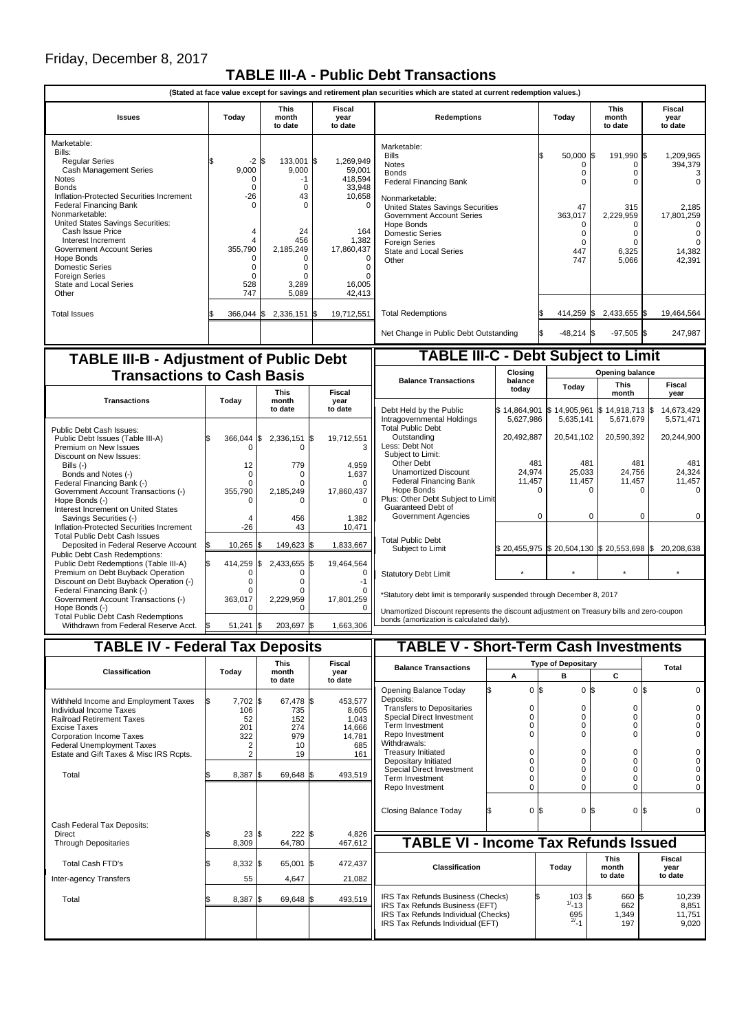Friday, December 8, 2017

# TABLE III-A - Public Debt Transactions

(Stated at face value except for savings and retirement plan securities which are stated at current redemption values.)

| Issues | Today | This month to date | Fiscal year to date |
|---|---|---|---|
| Marketable: | | | |
| Bills: | | | |
| Regular Series | $ -2 | $ 133,001 | $ 1,269,949 |
| Cash Management Series | 9,000 | 9,000 | 59,001 |
| Notes | 0 | -1 | 418,594 |
| Bonds | 0 | 0 | 33,948 |
| Inflation-Protected Securities Increment | -26 | 43 | 10,658 |
| Federal Financing Bank | 0 | 0 | 0 |
| Nonmarketable: | | | |
| United States Savings Securities: | | | |
| Cash Issue Price | 4 | 24 | 164 |
| Interest Increment | 4 | 456 | 1,382 |
| Government Account Series | 355,790 | 2,185,249 | 17,860,437 |
| Hope Bonds | 0 | 0 | 0 |
| Domestic Series | 0 | 0 | 0 |
| Foreign Series | 0 | 0 | 0 |
| State and Local Series | 528 | 3,289 | 16,005 |
| Other | 747 | 5,089 | 42,413 |
| Total Issues | $ 366,044 | $ 2,336,151 | $ 19,712,551 |

| Redemptions | Today | This month to date | Fiscal year to date |
|---|---|---|---|
| Marketable: | | | |
| Bills | $ 50,000 | $ 191,990 | $ 1,209,965 |
| Notes | 0 | 0 | 394,379 |
| Bonds | 0 | 0 | 3 |
| Federal Financing Bank | 0 | 0 | 0 |
| Nonmarketable: | | | |
| United States Savings Securities | 47 | 315 | 2,185 |
| Government Account Series | 363,017 | 2,229,959 | 17,801,259 |
| Hope Bonds | 0 | 0 | 0 |
| Domestic Series | 0 | 0 | 0 |
| Foreign Series | 0 | 0 | 0 |
| State and Local Series | 447 | 6,325 | 14,382 |
| Other | 747 | 5,066 | 42,391 |
| Total Redemptions | $ 414,259 | $ 2,433,655 | $ 19,464,564 |
| Net Change in Public Debt Outstanding | $ -48,214 | $ -97,505 | $ 247,987 |

# TABLE III-B - Adjustment of Public Debt Transactions to Cash Basis

| Transactions | Today | This month to date | Fiscal year to date |
|---|---|---|---|
| Public Debt Cash Issues: | | | |
| Public Debt Issues (Table III-A) | $ 366,044 | $ 2,336,151 | $ 19,712,551 |
| Premium on New Issues | 0 | 0 | 3 |
| Discount on New Issues: | | | |
| Bills (-) | 12 | 779 | 4,959 |
| Bonds and Notes (-) | 0 | 0 | 1,637 |
| Federal Financing Bank (-) | 0 | 0 | 0 |
| Government Account Transactions (-) | 355,790 | 2,185,249 | 17,860,437 |
| Hope Bonds (-) | 0 | 0 | 0 |
| Interest Increment on United States Savings Securities (-) | 4 | 456 | 1,382 |
| Inflation-Protected Securities Increment | -26 | 43 | 10,471 |
| Total Public Debt Cash Issues Deposited in Federal Reserve Account | $ 10,265 | $ 149,623 | $ 1,833,667 |
| Public Debt Cash Redemptions: | | | |
| Public Debt Redemptions (Table III-A) | $ 414,259 | $ 2,433,655 | $ 19,464,564 |
| Premium on Debt Buyback Operation | 0 | 0 | 0 |
| Discount on Debt Buyback Operation (-) | 0 | 0 | -1 |
| Federal Financing Bank (-) | 0 | 0 | 0 |
| Government Account Transactions (-) | 363,017 | 2,229,959 | 17,801,259 |
| Hope Bonds (-) | 0 | 0 | 0 |
| Total Public Debt Cash Redemptions Withdrawn from Federal Reserve Acct. | $ 51,241 | $ 203,697 | $ 1,663,306 |

# TABLE III-C - Debt Subject to Limit

| Balance Transactions | Closing balance today | Opening balance Today | Opening balance This month | Opening balance Fiscal year |
|---|---|---|---|---|
| Debt Held by the Public | $ 14,864,901 | $ 14,905,961 | $ 14,918,713 | $ 14,673,429 |
| Intragovernmental Holdings | 5,627,986 | 5,635,141 | 5,671,679 | 5,571,471 |
| Total Public Debt Outstanding | 20,492,887 | 20,541,102 | 20,590,392 | 20,244,900 |
| Less: Debt Not Subject to Limit: | | | | |
| Other Debt | 481 | 481 | 481 | 481 |
| Unamortized Discount | 24,974 | 25,033 | 24,756 | 24,324 |
| Federal Financing Bank | 11,457 | 11,457 | 11,457 | 11,457 |
| Hope Bonds | 0 | 0 | 0 | 0 |
| Plus: Other Debt Subject to Limit | | | | |
| Guaranteed Debt of Government Agencies | 0 | 0 | 0 | 0 |
| Total Public Debt Subject to Limit | $ 20,455,975 | $ 20,504,130 | $ 20,553,698 | $ 20,208,638 |
| Statutory Debt Limit | * | * | * | * |

*Statutory debt limit is temporarily suspended through December 8, 2017

Unamortized Discount represents the discount adjustment on Treasury bills and zero-coupon bonds (amortization is calculated daily).

# TABLE IV - Federal Tax Deposits

| Classification | Today | This month to date | Fiscal year to date |
|---|---|---|---|
| Withheld Income and Employment Taxes | $ 7,702 | $ 67,478 | $ 453,577 |
| Individual Income Taxes | 106 | 735 | 8,605 |
| Railroad Retirement Taxes | 52 | 152 | 1,043 |
| Excise Taxes | 201 | 274 | 14,666 |
| Corporation Income Taxes | 322 | 979 | 14,781 |
| Federal Unemployment Taxes | 2 | 10 | 685 |
| Estate and Gift Taxes & Misc IRS Rcpts. | 2 | 19 | 161 |
| Total | $ 8,387 | $ 69,648 | $ 493,519 |
| Cash Federal Tax Deposits: | | | |
| Direct | $ 23 | $ 222 | $ 4,826 |
| Through Depositaries | 8,309 | 64,780 | 467,612 |
| Total Cash FTD's | $ 8,332 | $ 65,001 | $ 472,437 |
| Inter-agency Transfers | 55 | 4,647 | 21,082 |
| Total | $ 8,387 | $ 69,648 | $ 493,519 |

# TABLE V - Short-Term Cash Investments

| Balance Transactions | Type of Depositary A | Type of Depositary B | Type of Depositary C | Total |
|---|---|---|---|---|
| Opening Balance Today | $ 0 | $ 0 | $ 0 | $ 0 |
| Deposits: | | | | |
| Transfers to Depositaries | 0 | 0 | 0 | 0 |
| Special Direct Investment | 0 | 0 | 0 | 0 |
| Term Investment | 0 | 0 | 0 | 0 |
| Repo Investment | 0 | 0 | 0 | 0 |
| Withdrawals: | | | | |
| Treasury Initiated | 0 | 0 | 0 | 0 |
| Depositary Initiated | 0 | 0 | 0 | 0 |
| Special Direct Investment | 0 | 0 | 0 | 0 |
| Term Investment | 0 | 0 | 0 | 0 |
| Repo Investment | 0 | 0 | 0 | 0 |
| Closing Balance Today | $ 0 | $ 0 | $ 0 | $ 0 |

# TABLE VI - Income Tax Refunds Issued

| Classification | Today | This month to date | Fiscal year to date |
|---|---|---|---|
| IRS Tax Refunds Business (Checks) | $ 103 | $ 660 | $ 10,239 |
| IRS Tax Refunds Business (EFT) | [1] -13 | 662 | 8,851 |
| IRS Tax Refunds Individual (Checks) | 695 | 1,349 | 11,751 |
| IRS Tax Refunds Individual (EFT) | [2] -1 | 197 | 9,020 |